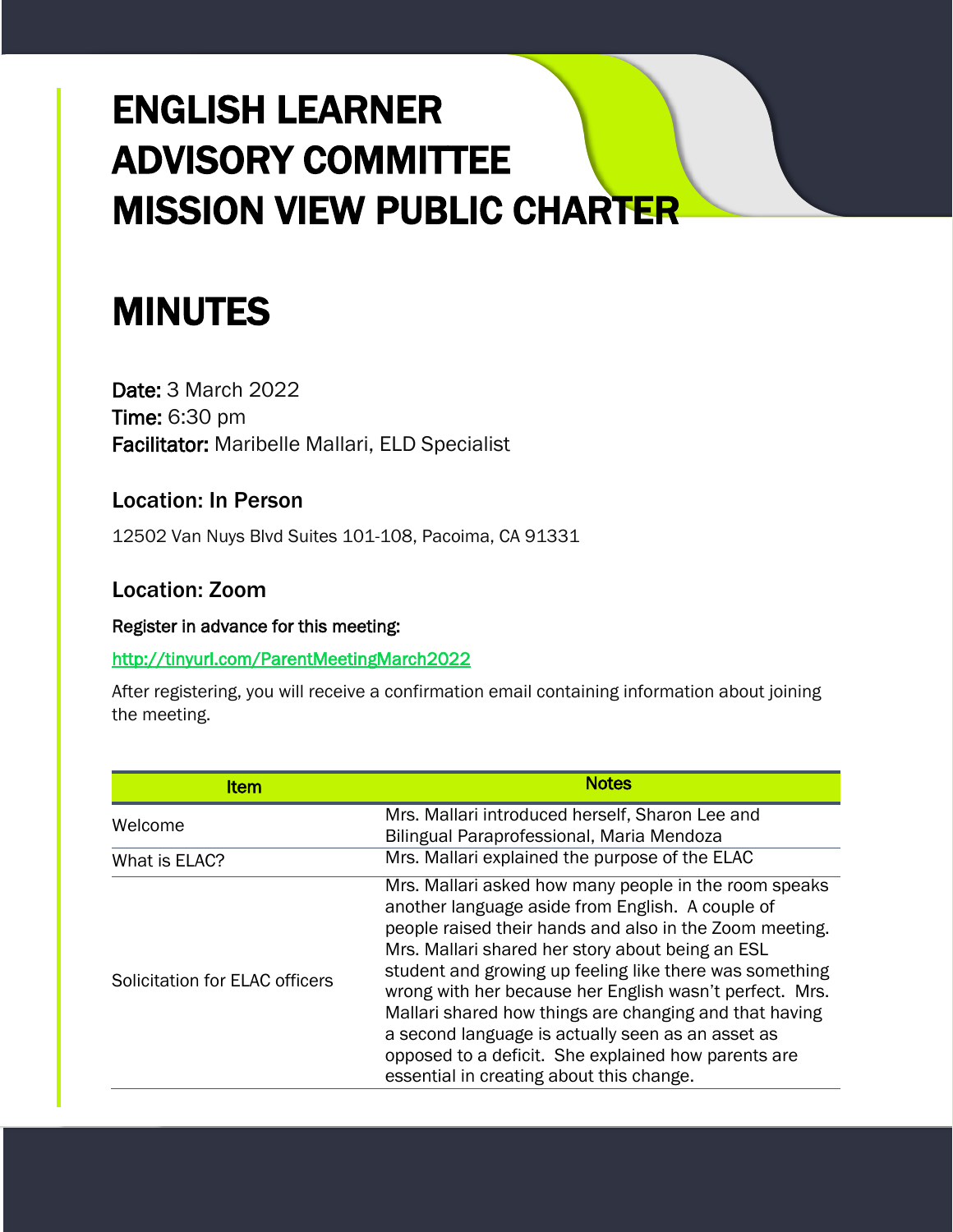# ENGLISH LEARNER ADVISORY COMMITTEE MISSION VIEW PUBLIC CHARTER

# MINUTES

**Date:** 3 March 2022
**Time:** 6:30 pm
**Facilitator:** Maribelle Mallari, ELD Specialist

### Location: In Person

12502 Van Nuys Blvd Suites 101-108, Pacoima, CA 91331

### Location: Zoom

**Register in advance for this meeting:**

http://tinyurl.com/ParentMeetingMarch2022

After registering, you will receive a confirmation email containing information about joining the meeting.

| Item | Notes |
| --- | --- |
| Welcome | Mrs. Mallari introduced herself, Sharon Lee and Bilingual Paraprofessional, Maria Mendoza |
| What is ELAC? | Mrs. Mallari explained the purpose of the ELAC |
| Solicitation for ELAC officers | Mrs. Mallari asked how many people in the room speaks another language aside from English. A couple of people raised their hands and also in the Zoom meeting. Mrs. Mallari shared her story about being an ESL student and growing up feeling like there was something wrong with her because her English wasn't perfect. Mrs. Mallari shared how things are changing and that having a second language is actually seen as an asset as opposed to a deficit. She explained how parents are essential in creating about this change. |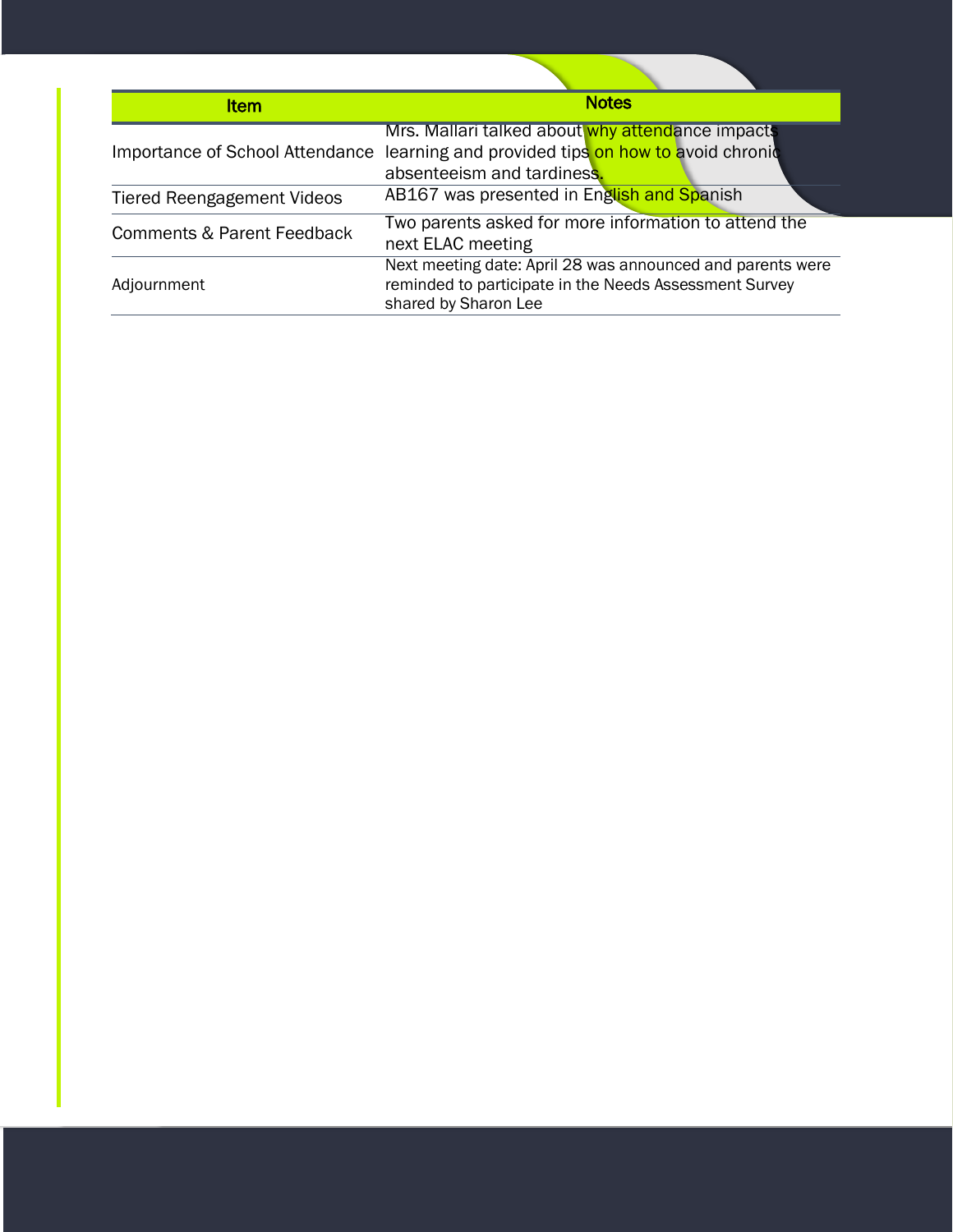| Item | Notes |
| --- | --- |
| Importance of School Attendance | Mrs. Mallari talked about why attendance impacts learning and provided tips on how to avoid chronic absenteeism and tardiness. |
| Tiered Reengagement Videos | AB167 was presented in English and Spanish |
| Comments & Parent Feedback | Two parents asked for more information to attend the next ELAC meeting |
| Adjournment | Next meeting date: April 28 was announced and parents were reminded to participate in the Needs Assessment Survey shared by Sharon Lee |